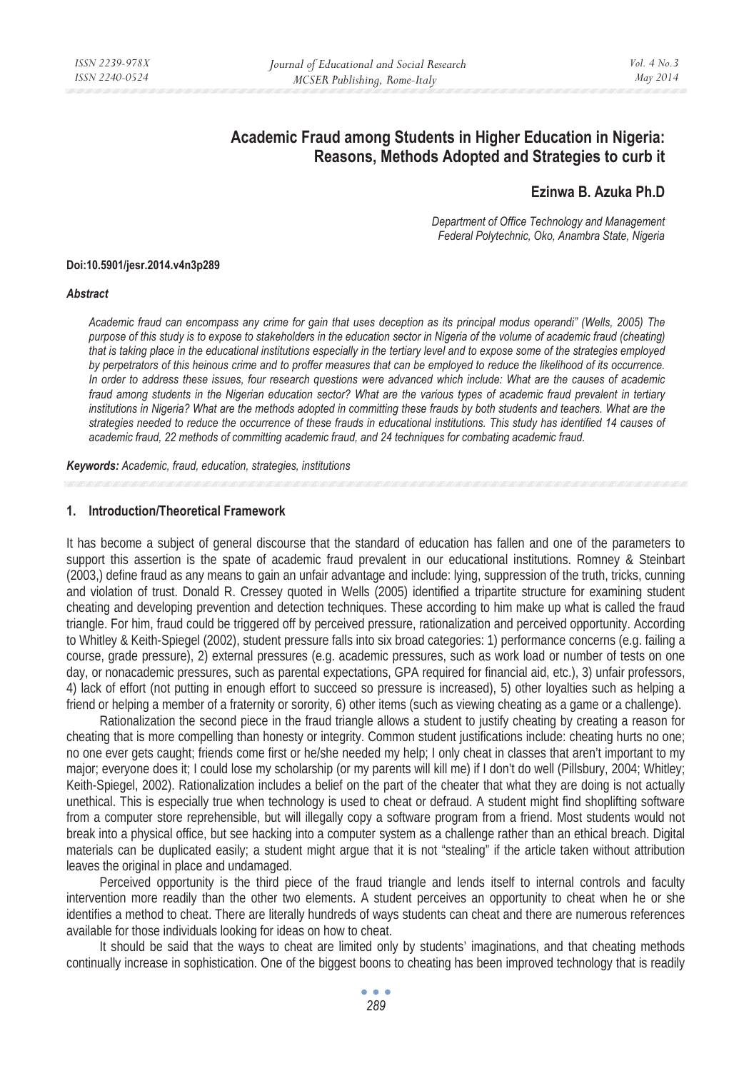# Academic Fraud among Students in Higher Education in Nigeria: Reasons, Methods Adopted and Strategies to curb it

**Ezinwa B. Azuka Ph.D**

*Department of Office Technology and Management*
*Federal Polytechnic, Oko, Anambra State, Nigeria*

**Doi:10.5901/jesr.2014.v4n3p289**

### *Abstract*

*Academic fraud can encompass any crime for gain that uses deception as its principal modus operandi" (Wells, 2005) The purpose of this study is to expose to stakeholders in the education sector in Nigeria of the volume of academic fraud (cheating) that is taking place in the educational institutions especially in the tertiary level and to expose some of the strategies employed by perpetrators of this heinous crime and to proffer measures that can be employed to reduce the likelihood of its occurrence. In order to address these issues, four research questions were advanced which include: What are the causes of academic fraud among students in the Nigerian education sector? What are the various types of academic fraud prevalent in tertiary institutions in Nigeria? What are the methods adopted in committing these frauds by both students and teachers. What are the strategies needed to reduce the occurrence of these frauds in educational institutions. This study has identified 14 causes of academic fraud, 22 methods of committing academic fraud, and 24 techniques for combating academic fraud.*

***Keywords:*** *Academic, fraud, education, strategies, institutions*

## 1. Introduction/Theoretical Framework

It has become a subject of general discourse that the standard of education has fallen and one of the parameters to support this assertion is the spate of academic fraud prevalent in our educational institutions. Romney & Steinbart (2003,) define fraud as any means to gain an unfair advantage and include: lying, suppression of the truth, tricks, cunning and violation of trust. Donald R. Cressey quoted in Wells (2005) identified a tripartite structure for examining student cheating and developing prevention and detection techniques. These according to him make up what is called the fraud triangle. For him, fraud could be triggered off by perceived pressure, rationalization and perceived opportunity. According to Whitley & Keith-Spiegel (2002), student pressure falls into six broad categories: 1) performance concerns (e.g. failing a course, grade pressure), 2) external pressures (e.g. academic pressures, such as work load or number of tests on one day, or nonacademic pressures, such as parental expectations, GPA required for financial aid, etc.), 3) unfair professors, 4) lack of effort (not putting in enough effort to succeed so pressure is increased), 5) other loyalties such as helping a friend or helping a member of a fraternity or sorority, 6) other items (such as viewing cheating as a game or a challenge).

Rationalization the second piece in the fraud triangle allows a student to justify cheating by creating a reason for cheating that is more compelling than honesty or integrity. Common student justifications include: cheating hurts no one; no one ever gets caught; friends come first or he/she needed my help; I only cheat in classes that aren't important to my major; everyone does it; I could lose my scholarship (or my parents will kill me) if I don't do well (Pillsbury, 2004; Whitley; Keith-Spiegel, 2002). Rationalization includes a belief on the part of the cheater that what they are doing is not actually unethical. This is especially true when technology is used to cheat or defraud. A student might find shoplifting software from a computer store reprehensible, but will illegally copy a software program from a friend. Most students would not break into a physical office, but see hacking into a computer system as a challenge rather than an ethical breach. Digital materials can be duplicated easily; a student might argue that it is not "stealing" if the article taken without attribution leaves the original in place and undamaged.

Perceived opportunity is the third piece of the fraud triangle and lends itself to internal controls and faculty intervention more readily than the other two elements. A student perceives an opportunity to cheat when he or she identifies a method to cheat. There are literally hundreds of ways students can cheat and there are numerous references available for those individuals looking for ideas on how to cheat.

It should be said that the ways to cheat are limited only by students' imaginations, and that cheating methods continually increase in sophistication. One of the biggest boons to cheating has been improved technology that is readily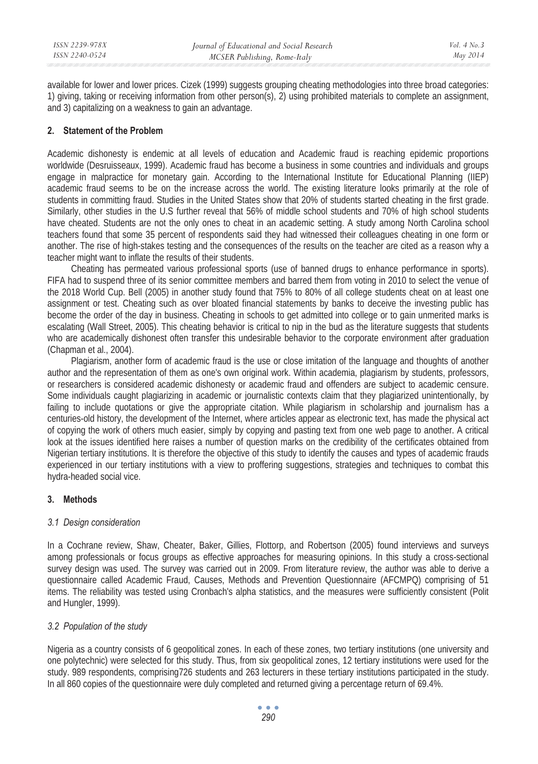available for lower and lower prices. Cizek (1999) suggests grouping cheating methodologies into three broad categories: 1) giving, taking or receiving information from other person(s), 2) using prohibited materials to complete an assignment, and 3) capitalizing on a weakness to gain an advantage.

## 2. Statement of the Problem

Academic dishonesty is endemic at all levels of education and Academic fraud is reaching epidemic proportions worldwide (Desruisseaux, 1999). Academic fraud has become a business in some countries and individuals and groups engage in malpractice for monetary gain. According to the International Institute for Educational Planning (IIEP) academic fraud seems to be on the increase across the world. The existing literature looks primarily at the role of students in committing fraud. Studies in the United States show that 20% of students started cheating in the first grade. Similarly, other studies in the U.S further reveal that 56% of middle school students and 70% of high school students have cheated. Students are not the only ones to cheat in an academic setting. A study among North Carolina school teachers found that some 35 percent of respondents said they had witnessed their colleagues cheating in one form or another. The rise of high-stakes testing and the consequences of the results on the teacher are cited as a reason why a teacher might want to inflate the results of their students.

Cheating has permeated various professional sports (use of banned drugs to enhance performance in sports). FIFA had to suspend three of its senior committee members and barred them from voting in 2010 to select the venue of the 2018 World Cup. Bell (2005) in another study found that 75% to 80% of all college students cheat on at least one assignment or test. Cheating such as over bloated financial statements by banks to deceive the investing public has become the order of the day in business. Cheating in schools to get admitted into college or to gain unmerited marks is escalating (Wall Street, 2005). This cheating behavior is critical to nip in the bud as the literature suggests that students who are academically dishonest often transfer this undesirable behavior to the corporate environment after graduation (Chapman et al., 2004).

Plagiarism, another form of academic fraud is the use or close imitation of the language and thoughts of another author and the representation of them as one's own original work. Within academia, plagiarism by students, professors, or researchers is considered academic dishonesty or academic fraud and offenders are subject to academic censure. Some individuals caught plagiarizing in academic or journalistic contexts claim that they plagiarized unintentionally, by failing to include quotations or give the appropriate citation. While plagiarism in scholarship and journalism has a centuries-old history, the development of the Internet, where articles appear as electronic text, has made the physical act of copying the work of others much easier, simply by copying and pasting text from one web page to another. A critical look at the issues identified here raises a number of question marks on the credibility of the certificates obtained from Nigerian tertiary institutions. It is therefore the objective of this study to identify the causes and types of academic frauds experienced in our tertiary institutions with a view to proffering suggestions, strategies and techniques to combat this hydra-headed social vice.

## 3. Methods

### *3.1 Design consideration*

In a Cochrane review, Shaw, Cheater, Baker, Gillies, Flottorp, and Robertson (2005) found interviews and surveys among professionals or focus groups as effective approaches for measuring opinions. In this study a cross-sectional survey design was used. The survey was carried out in 2009. From literature review, the author was able to derive a questionnaire called Academic Fraud, Causes, Methods and Prevention Questionnaire (AFCMPQ) comprising of 51 items. The reliability was tested using Cronbach's alpha statistics, and the measures were sufficiently consistent (Polit and Hungler, 1999).

### *3.2 Population of the study*

Nigeria as a country consists of 6 geopolitical zones. In each of these zones, two tertiary institutions (one university and one polytechnic) were selected for this study. Thus, from six geopolitical zones, 12 tertiary institutions were used for the study. 989 respondents, comprising726 students and 263 lecturers in these tertiary institutions participated in the study. In all 860 copies of the questionnaire were duly completed and returned giving a percentage return of 69.4%.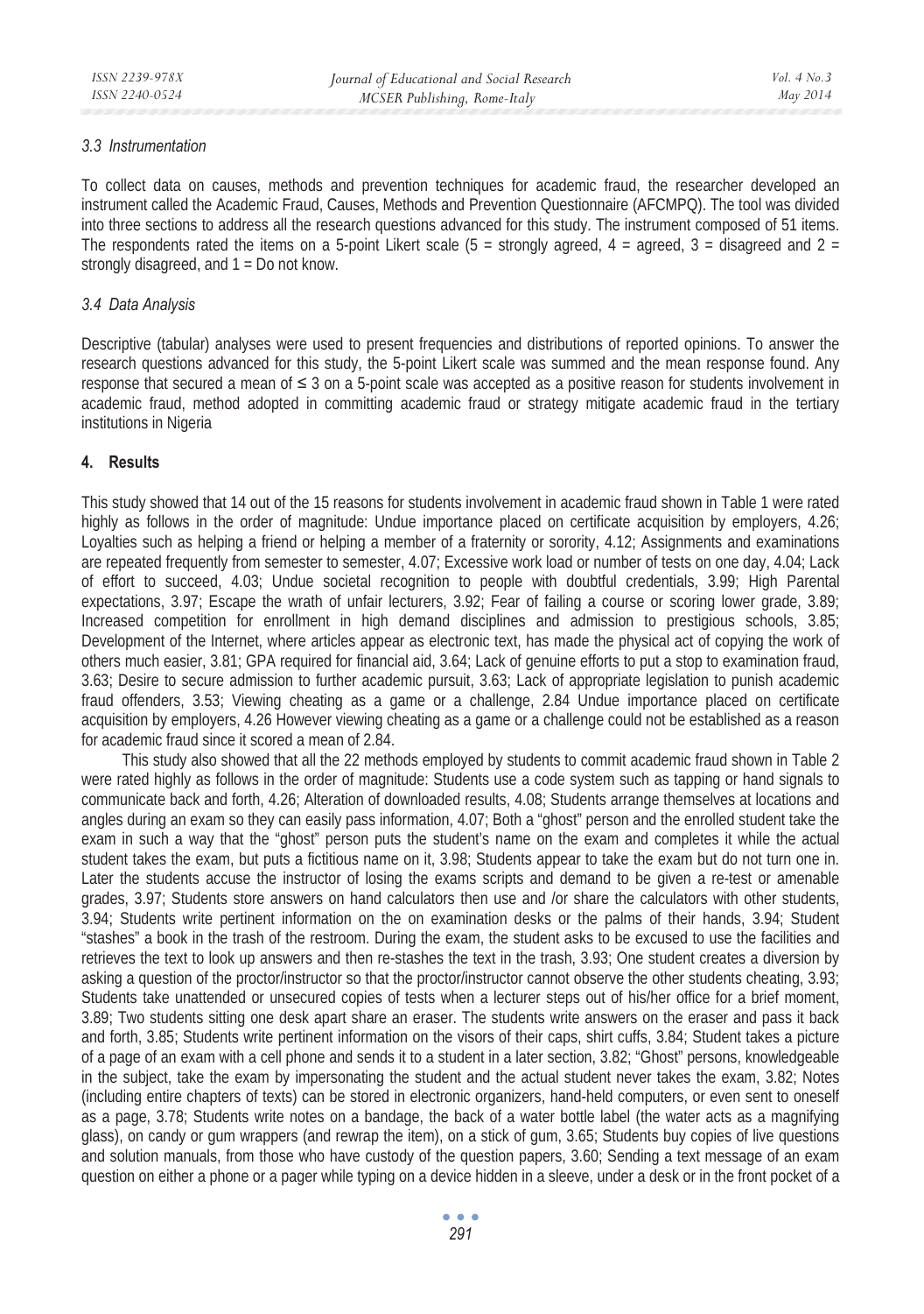### 3.3 Instrumentation

To collect data on causes, methods and prevention techniques for academic fraud, the researcher developed an instrument called the Academic Fraud, Causes, Methods and Prevention Questionnaire (AFCMPQ). The tool was divided into three sections to address all the research questions advanced for this study. The instrument composed of 51 items. The respondents rated the items on a 5-point Likert scale (5 = strongly agreed, 4 = agreed, 3 = disagreed and 2 = strongly disagreed, and 1 = Do not know.

### 3.4 Data Analysis

Descriptive (tabular) analyses were used to present frequencies and distributions of reported opinions. To answer the research questions advanced for this study, the 5-point Likert scale was summed and the mean response found. Any response that secured a mean of ≤ 3 on a 5-point scale was accepted as a positive reason for students involvement in academic fraud, method adopted in committing academic fraud or strategy mitigate academic fraud in the tertiary institutions in Nigeria

## 4. Results

This study showed that 14 out of the 15 reasons for students involvement in academic fraud shown in Table 1 were rated highly as follows in the order of magnitude: Undue importance placed on certificate acquisition by employers, 4.26; Loyalties such as helping a friend or helping a member of a fraternity or sorority, 4.12; Assignments and examinations are repeated frequently from semester to semester, 4.07; Excessive work load or number of tests on one day, 4.04; Lack of effort to succeed, 4.03; Undue societal recognition to people with doubtful credentials, 3.99; High Parental expectations, 3.97; Escape the wrath of unfair lecturers, 3.92; Fear of failing a course or scoring lower grade, 3.89; Increased competition for enrollment in high demand disciplines and admission to prestigious schools, 3.85; Development of the Internet, where articles appear as electronic text, has made the physical act of copying the work of others much easier, 3.81; GPA required for financial aid, 3.64; Lack of genuine efforts to put a stop to examination fraud, 3.63; Desire to secure admission to further academic pursuit, 3.63; Lack of appropriate legislation to punish academic fraud offenders, 3.53; Viewing cheating as a game or a challenge, 2.84 Undue importance placed on certificate acquisition by employers, 4.26 However viewing cheating as a game or a challenge could not be established as a reason for academic fraud since it scored a mean of 2.84.

This study also showed that all the 22 methods employed by students to commit academic fraud shown in Table 2 were rated highly as follows in the order of magnitude: Students use a code system such as tapping or hand signals to communicate back and forth, 4.26; Alteration of downloaded results, 4.08; Students arrange themselves at locations and angles during an exam so they can easily pass information, 4.07; Both a "ghost" person and the enrolled student take the exam in such a way that the "ghost" person puts the student's name on the exam and completes it while the actual student takes the exam, but puts a fictitious name on it, 3.98; Students appear to take the exam but do not turn one in. Later the students accuse the instructor of losing the exams scripts and demand to be given a re-test or amenable grades, 3.97; Students store answers on hand calculators then use and /or share the calculators with other students, 3.94; Students write pertinent information on the on examination desks or the palms of their hands, 3.94; Student "stashes" a book in the trash of the restroom. During the exam, the student asks to be excused to use the facilities and retrieves the text to look up answers and then re-stashes the text in the trash, 3.93; One student creates a diversion by asking a question of the proctor/instructor so that the proctor/instructor cannot observe the other students cheating, 3.93; Students take unattended or unsecured copies of tests when a lecturer steps out of his/her office for a brief moment, 3.89; Two students sitting one desk apart share an eraser. The students write answers on the eraser and pass it back and forth, 3.85; Students write pertinent information on the visors of their caps, shirt cuffs, 3.84; Student takes a picture of a page of an exam with a cell phone and sends it to a student in a later section, 3.82; "Ghost" persons, knowledgeable in the subject, take the exam by impersonating the student and the actual student never takes the exam, 3.82; Notes (including entire chapters of texts) can be stored in electronic organizers, hand-held computers, or even sent to oneself as a page, 3.78; Students write notes on a bandage, the back of a water bottle label (the water acts as a magnifying glass), on candy or gum wrappers (and rewrap the item), on a stick of gum, 3.65; Students buy copies of live questions and solution manuals, from those who have custody of the question papers, 3.60; Sending a text message of an exam question on either a phone or a pager while typing on a device hidden in a sleeve, under a desk or in the front pocket of a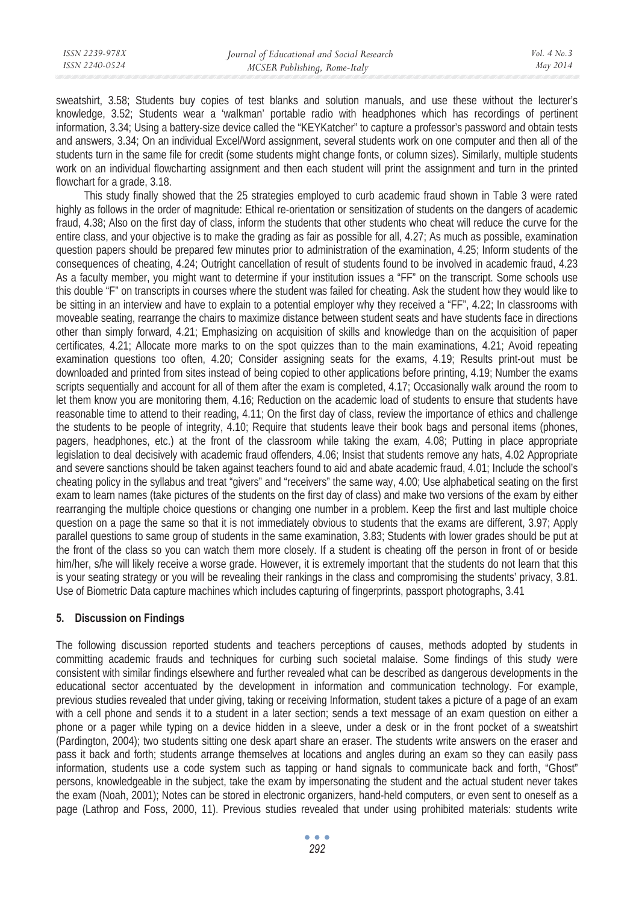sweatshirt, 3.58; Students buy copies of test blanks and solution manuals, and use these without the lecturer's knowledge, 3.52; Students wear a 'walkman' portable radio with headphones which has recordings of pertinent information, 3.34; Using a battery-size device called the "KEYKatcher" to capture a professor's password and obtain tests and answers, 3.34; On an individual Excel/Word assignment, several students work on one computer and then all of the students turn in the same file for credit (some students might change fonts, or column sizes). Similarly, multiple students work on an individual flowcharting assignment and then each student will print the assignment and turn in the printed flowchart for a grade, 3.18.

This study finally showed that the 25 strategies employed to curb academic fraud shown in Table 3 were rated highly as follows in the order of magnitude: Ethical re-orientation or sensitization of students on the dangers of academic fraud, 4.38; Also on the first day of class, inform the students that other students who cheat will reduce the curve for the entire class, and your objective is to make the grading as fair as possible for all, 4.27; As much as possible, examination question papers should be prepared few minutes prior to administration of the examination, 4.25; Inform students of the consequences of cheating, 4.24; Outright cancellation of result of students found to be involved in academic fraud, 4.23 As a faculty member, you might want to determine if your institution issues a "FF" on the transcript. Some schools use this double "F" on transcripts in courses where the student was failed for cheating. Ask the student how they would like to be sitting in an interview and have to explain to a potential employer why they received a "FF", 4.22; In classrooms with moveable seating, rearrange the chairs to maximize distance between student seats and have students face in directions other than simply forward, 4.21; Emphasizing on acquisition of skills and knowledge than on the acquisition of paper certificates, 4.21; Allocate more marks to on the spot quizzes than to the main examinations, 4.21; Avoid repeating examination questions too often, 4.20; Consider assigning seats for the exams, 4.19; Results print-out must be downloaded and printed from sites instead of being copied to other applications before printing, 4.19; Number the exams scripts sequentially and account for all of them after the exam is completed, 4.17; Occasionally walk around the room to let them know you are monitoring them, 4.16; Reduction on the academic load of students to ensure that students have reasonable time to attend to their reading, 4.11; On the first day of class, review the importance of ethics and challenge the students to be people of integrity, 4.10; Require that students leave their book bags and personal items (phones, pagers, headphones, etc.) at the front of the classroom while taking the exam, 4.08; Putting in place appropriate legislation to deal decisively with academic fraud offenders, 4.06; Insist that students remove any hats, 4.02 Appropriate and severe sanctions should be taken against teachers found to aid and abate academic fraud, 4.01; Include the school's cheating policy in the syllabus and treat "givers" and "receivers" the same way, 4.00; Use alphabetical seating on the first exam to learn names (take pictures of the students on the first day of class) and make two versions of the exam by either rearranging the multiple choice questions or changing one number in a problem. Keep the first and last multiple choice question on a page the same so that it is not immediately obvious to students that the exams are different, 3.97; Apply parallel questions to same group of students in the same examination, 3.83; Students with lower grades should be put at the front of the class so you can watch them more closely. If a student is cheating off the person in front of or beside him/her, s/he will likely receive a worse grade. However, it is extremely important that the students do not learn that this is your seating strategy or you will be revealing their rankings in the class and compromising the students' privacy, 3.81. Use of Biometric Data capture machines which includes capturing of fingerprints, passport photographs, 3.41

## 5. Discussion on Findings

The following discussion reported students and teachers perceptions of causes, methods adopted by students in committing academic frauds and techniques for curbing such societal malaise. Some findings of this study were consistent with similar findings elsewhere and further revealed what can be described as dangerous developments in the educational sector accentuated by the development in information and communication technology. For example, previous studies revealed that under giving, taking or receiving Information, student takes a picture of a page of an exam with a cell phone and sends it to a student in a later section; sends a text message of an exam question on either a phone or a pager while typing on a device hidden in a sleeve, under a desk or in the front pocket of a sweatshirt (Pardington, 2004); two students sitting one desk apart share an eraser. The students write answers on the eraser and pass it back and forth; students arrange themselves at locations and angles during an exam so they can easily pass information, students use a code system such as tapping or hand signals to communicate back and forth, "Ghost" persons, knowledgeable in the subject, take the exam by impersonating the student and the actual student never takes the exam (Noah, 2001); Notes can be stored in electronic organizers, hand-held computers, or even sent to oneself as a page (Lathrop and Foss, 2000, 11). Previous studies revealed that under using prohibited materials: students write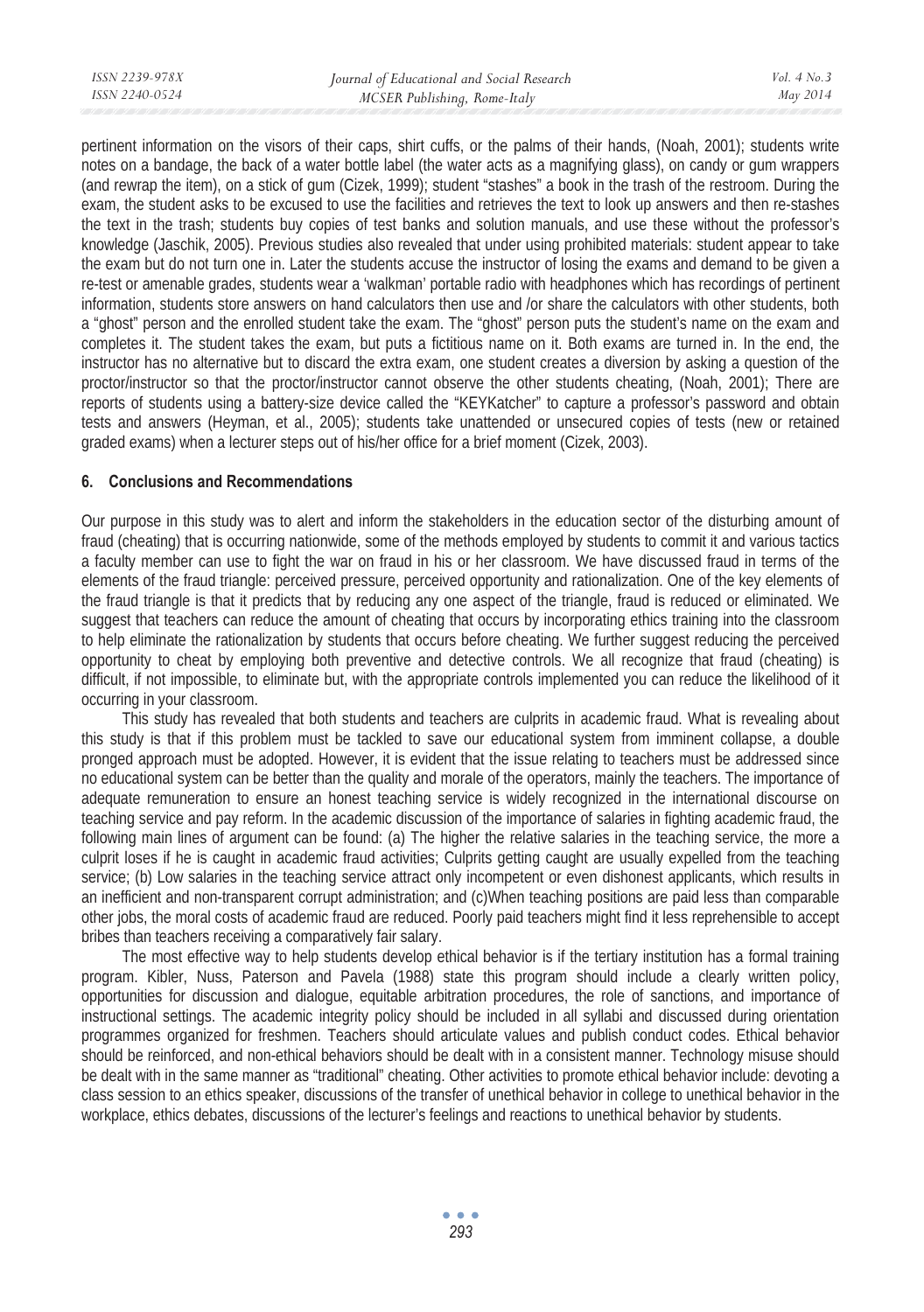pertinent information on the visors of their caps, shirt cuffs, or the palms of their hands, (Noah, 2001); students write notes on a bandage, the back of a water bottle label (the water acts as a magnifying glass), on candy or gum wrappers (and rewrap the item), on a stick of gum (Cizek, 1999); student "stashes" a book in the trash of the restroom. During the exam, the student asks to be excused to use the facilities and retrieves the text to look up answers and then re-stashes the text in the trash; students buy copies of test banks and solution manuals, and use these without the professor's knowledge (Jaschik, 2005). Previous studies also revealed that under using prohibited materials: student appear to take the exam but do not turn one in. Later the students accuse the instructor of losing the exams and demand to be given a re-test or amenable grades, students wear a 'walkman' portable radio with headphones which has recordings of pertinent information, students store answers on hand calculators then use and /or share the calculators with other students, both a "ghost" person and the enrolled student take the exam. The "ghost" person puts the student's name on the exam and completes it. The student takes the exam, but puts a fictitious name on it. Both exams are turned in. In the end, the instructor has no alternative but to discard the extra exam, one student creates a diversion by asking a question of the proctor/instructor so that the proctor/instructor cannot observe the other students cheating, (Noah, 2001); There are reports of students using a battery-size device called the "KEYKatcher" to capture a professor's password and obtain tests and answers (Heyman, et al., 2005); students take unattended or unsecured copies of tests (new or retained graded exams) when a lecturer steps out of his/her office for a brief moment (Cizek, 2003).

## 6. Conclusions and Recommendations

Our purpose in this study was to alert and inform the stakeholders in the education sector of the disturbing amount of fraud (cheating) that is occurring nationwide, some of the methods employed by students to commit it and various tactics a faculty member can use to fight the war on fraud in his or her classroom. We have discussed fraud in terms of the elements of the fraud triangle: perceived pressure, perceived opportunity and rationalization. One of the key elements of the fraud triangle is that it predicts that by reducing any one aspect of the triangle, fraud is reduced or eliminated. We suggest that teachers can reduce the amount of cheating that occurs by incorporating ethics training into the classroom to help eliminate the rationalization by students that occurs before cheating. We further suggest reducing the perceived opportunity to cheat by employing both preventive and detective controls. We all recognize that fraud (cheating) is difficult, if not impossible, to eliminate but, with the appropriate controls implemented you can reduce the likelihood of it occurring in your classroom.

This study has revealed that both students and teachers are culprits in academic fraud. What is revealing about this study is that if this problem must be tackled to save our educational system from imminent collapse, a double pronged approach must be adopted. However, it is evident that the issue relating to teachers must be addressed since no educational system can be better than the quality and morale of the operators, mainly the teachers. The importance of adequate remuneration to ensure an honest teaching service is widely recognized in the international discourse on teaching service and pay reform. In the academic discussion of the importance of salaries in fighting academic fraud, the following main lines of argument can be found: (a) The higher the relative salaries in the teaching service, the more a culprit loses if he is caught in academic fraud activities; Culprits getting caught are usually expelled from the teaching service; (b) Low salaries in the teaching service attract only incompetent or even dishonest applicants, which results in an inefficient and non-transparent corrupt administration; and (c)When teaching positions are paid less than comparable other jobs, the moral costs of academic fraud are reduced. Poorly paid teachers might find it less reprehensible to accept bribes than teachers receiving a comparatively fair salary.

The most effective way to help students develop ethical behavior is if the tertiary institution has a formal training program. Kibler, Nuss, Paterson and Pavela (1988) state this program should include a clearly written policy, opportunities for discussion and dialogue, equitable arbitration procedures, the role of sanctions, and importance of instructional settings. The academic integrity policy should be included in all syllabi and discussed during orientation programmes organized for freshmen. Teachers should articulate values and publish conduct codes. Ethical behavior should be reinforced, and non-ethical behaviors should be dealt with in a consistent manner. Technology misuse should be dealt with in the same manner as "traditional" cheating. Other activities to promote ethical behavior include: devoting a class session to an ethics speaker, discussions of the transfer of unethical behavior in college to unethical behavior in the workplace, ethics debates, discussions of the lecturer's feelings and reactions to unethical behavior by students.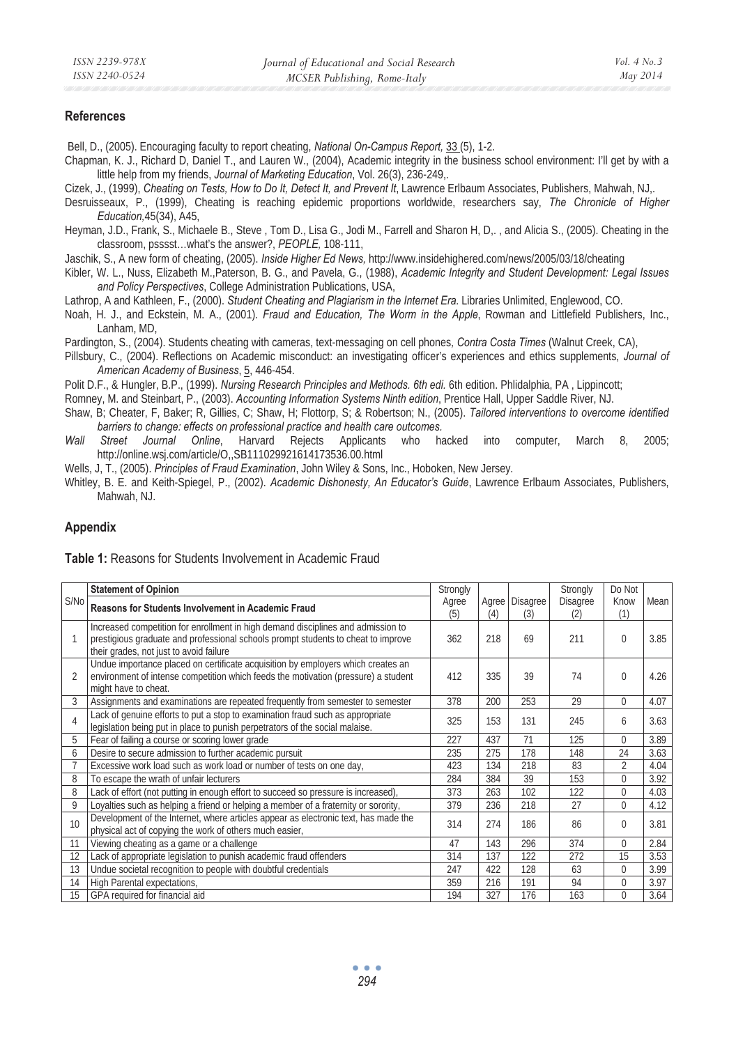## References

Bell, D., (2005). Encouraging faculty to report cheating, *National On-Campus Report,* 33 (5), 1-2.

Chapman, K. J., Richard D, Daniel T., and Lauren W., (2004), Academic integrity in the business school environment: I'll get by with a little help from my friends, *Journal of Marketing Education*, Vol. 26(3), 236-249,.

Cizek, J., (1999), *Cheating on Tests, How to Do It, Detect It, and Prevent It*, Lawrence Erlbaum Associates, Publishers, Mahwah, NJ,.

Desruisseaux, P., (1999), Cheating is reaching epidemic proportions worldwide, researchers say, *The Chronicle of Higher Education,*45(34), A45,

Heyman, J.D., Frank, S., Michaele B., Steve , Tom D., Lisa G., Jodi M., Farrell and Sharon H, D,. , and Alicia S., (2005). Cheating in the classroom, psssst…what's the answer?, *PEOPLE,* 108-111,

Jaschik, S., A new form of cheating, (2005). *Inside Higher Ed News,* http://www.insidehighered.com/news/2005/03/18/cheating

Kibler, W. L., Nuss, Elizabeth M.,Paterson, B. G., and Pavela, G., (1988), *Academic Integrity and Student Development: Legal Issues and Policy Perspectives*, College Administration Publications, USA,

Lathrop, A and Kathleen, F., (2000). *Student Cheating and Plagiarism in the Internet Era.* Libraries Unlimited, Englewood, CO.

Noah, H. J., and Eckstein, M. A., (2001). *Fraud and Education, The Worm in the Apple*, Rowman and Littlefield Publishers, Inc., Lanham, MD,

Pardington, S., (2004). Students cheating with cameras, text-messaging on cell phones*, Contra Costa Times* (Walnut Creek, CA),

Pillsbury, C., (2004). Reflections on Academic misconduct: an investigating officer's experiences and ethics supplements, *Journal of American Academy of Business*, 5, 446-454.

Polit D.F., & Hungler, B.P., (1999). *Nursing Research Principles and Methods. 6th edi.* 6th edition. Phlidalphia, PA , Lippincott;

Romney, M. and Steinbart, P., (2003). *Accounting Information Systems Ninth edition*, Prentice Hall, Upper Saddle River, NJ.

Shaw, B; Cheater, F, Baker; R, Gillies, C; Shaw, H; Flottorp, S; & Robertson; N., (2005). *Tailored interventions to overcome identified barriers to change: effects on professional practice and health care outcomes.*

*Wall Street Journal Online*, Harvard Rejects Applicants who hacked into computer, March 8, 2005; http://online.wsj.com/article/O,,SB111029921614173536.00.html

Wells, J, T., (2005). *Principles of Fraud Examination*, John Wiley & Sons, Inc., Hoboken, New Jersey.

Whitley, B. E. and Keith-Spiegel, P., (2002). *Academic Dishonesty, An Educator's Guide*, Lawrence Erlbaum Associates, Publishers, Mahwah, NJ.

## Appendix

**Table 1:** Reasons for Students Involvement in Academic Fraud

| S/No | Statement of Opinion<br>Reasons for Students Involvement in Academic Fraud | Strongly Agree (5) | Agree (4) | Disagree (3) | Strongly Disagree (2) | Do Not Know (1) | Mean |
|---|---|---|---|---|---|---|---|
| 1 | Increased competition for enrollment in high demand disciplines and admission to prestigious graduate and professional schools prompt students to cheat to improve their grades, not just to avoid failure | 362 | 218 | 69 | 211 | 0 | 3.85 |
| 2 | Undue importance placed on certificate acquisition by employers which creates an environment of intense competition which feeds the motivation (pressure) a student might have to cheat. | 412 | 335 | 39 | 74 | 0 | 4.26 |
| 3 | Assignments and examinations are repeated frequently from semester to semester | 378 | 200 | 253 | 29 | 0 | 4.07 |
| 4 | Lack of genuine efforts to put a stop to examination fraud such as appropriate legislation being put in place to punish perpetrators of the social malaise. | 325 | 153 | 131 | 245 | 6 | 3.63 |
| 5 | Fear of failing a course or scoring lower grade | 227 | 437 | 71 | 125 | 0 | 3.89 |
| 6 | Desire to secure admission to further academic pursuit | 235 | 275 | 178 | 148 | 24 | 3.63 |
| 7 | Excessive work load such as work load or number of tests on one day, | 423 | 134 | 218 | 83 | 2 | 4.04 |
| 8 | To escape the wrath of unfair lecturers | 284 | 384 | 39 | 153 | 0 | 3.92 |
| 8 | Lack of effort (not putting in enough effort to succeed so pressure is increased), | 373 | 263 | 102 | 122 | 0 | 4.03 |
| 9 | Loyalties such as helping a friend or helping a member of a fraternity or sorority, | 379 | 236 | 218 | 27 | 0 | 4.12 |
| 10 | Development of the Internet, where articles appear as electronic text, has made the physical act of copying the work of others much easier, | 314 | 274 | 186 | 86 | 0 | 3.81 |
| 11 | Viewing cheating as a game or a challenge | 47 | 143 | 296 | 374 | 0 | 2.84 |
| 12 | Lack of appropriate legislation to punish academic fraud offenders | 314 | 137 | 122 | 272 | 15 | 3.53 |
| 13 | Undue societal recognition to people with doubtful credentials | 247 | 422 | 128 | 63 | 0 | 3.99 |
| 14 | High Parental expectations, | 359 | 216 | 191 | 94 | 0 | 3.97 |
| 15 | GPA required for financial aid | 194 | 327 | 176 | 163 | 0 | 3.64 |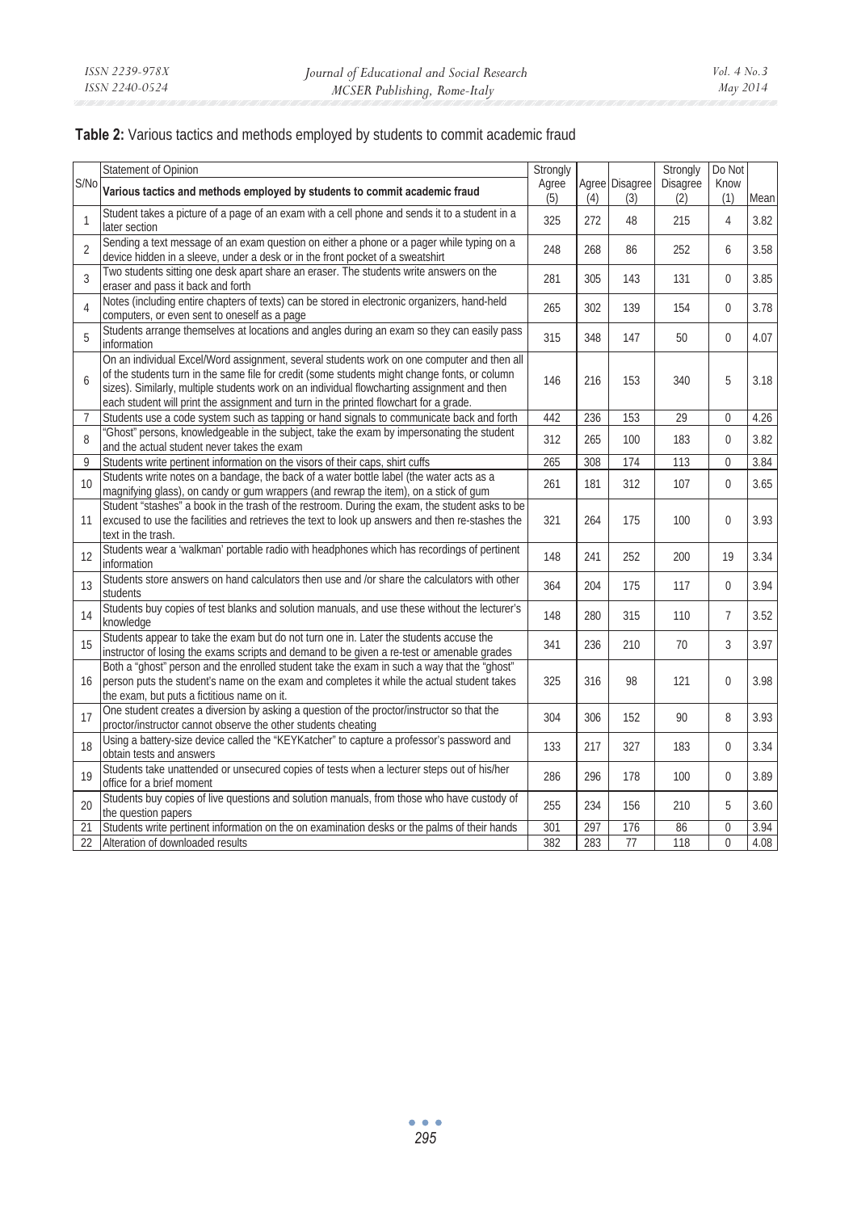**Table 2:** Various tactics and methods employed by students to commit academic fraud

| S/No | Statement of Opinion<br>**Various tactics and methods employed by students to commit academic fraud** | Strongly Agree (5) | Agree (4) | Disagree (3) | Strongly Disagree (2) | Do Not Know (1) | Mean |
|---|---|---|---|---|---|---|---|
| 1 | Student takes a picture of a page of an exam with a cell phone and sends it to a student in a later section | 325 | 272 | 48 | 215 | 4 | 3.82 |
| 2 | Sending a text message of an exam question on either a phone or a pager while typing on a device hidden in a sleeve, under a desk or in the front pocket of a sweatshirt | 248 | 268 | 86 | 252 | 6 | 3.58 |
| 3 | Two students sitting one desk apart share an eraser. The students write answers on the eraser and pass it back and forth | 281 | 305 | 143 | 131 | 0 | 3.85 |
| 4 | Notes (including entire chapters of texts) can be stored in electronic organizers, hand-held computers, or even sent to oneself as a page | 265 | 302 | 139 | 154 | 0 | 3.78 |
| 5 | Students arrange themselves at locations and angles during an exam so they can easily pass information | 315 | 348 | 147 | 50 | 0 | 4.07 |
| 6 | On an individual Excel/Word assignment, several students work on one computer and then all of the students turn in the same file for credit (some students might change fonts, or column sizes). Similarly, multiple students work on an individual flowcharting assignment and then each student will print the assignment and turn in the printed flowchart for a grade. | 146 | 216 | 153 | 340 | 5 | 3.18 |
| 7 | Students use a code system such as tapping or hand signals to communicate back and forth | 442 | 236 | 153 | 29 | 0 | 4.26 |
| 8 | "Ghost" persons, knowledgeable in the subject, take the exam by impersonating the student and the actual student never takes the exam | 312 | 265 | 100 | 183 | 0 | 3.82 |
| 9 | Students write pertinent information on the visors of their caps, shirt cuffs | 265 | 308 | 174 | 113 | 0 | 3.84 |
| 10 | Students write notes on a bandage, the back of a water bottle label (the water acts as a magnifying glass), on candy or gum wrappers (and rewrap the item), on a stick of gum | 261 | 181 | 312 | 107 | 0 | 3.65 |
| 11 | Student "stashes" a book in the trash of the restroom. During the exam, the student asks to be excused to use the facilities and retrieves the text to look up answers and then re-stashes the text in the trash. | 321 | 264 | 175 | 100 | 0 | 3.93 |
| 12 | Students wear a 'walkman' portable radio with headphones which has recordings of pertinent information | 148 | 241 | 252 | 200 | 19 | 3.34 |
| 13 | Students store answers on hand calculators then use and /or share the calculators with other students | 364 | 204 | 175 | 117 | 0 | 3.94 |
| 14 | Students buy copies of test blanks and solution manuals, and use these without the lecturer's knowledge | 148 | 280 | 315 | 110 | 7 | 3.52 |
| 15 | Students appear to take the exam but do not turn one in. Later the students accuse the instructor of losing the exams scripts and demand to be given a re-test or amenable grades | 341 | 236 | 210 | 70 | 3 | 3.97 |
| 16 | Both a "ghost" person and the enrolled student take the exam in such a way that the "ghost" person puts the student's name on the exam and completes it while the actual student takes the exam, but puts a fictitious name on it. | 325 | 316 | 98 | 121 | 0 | 3.98 |
| 17 | One student creates a diversion by asking a question of the proctor/instructor so that the proctor/instructor cannot observe the other students cheating | 304 | 306 | 152 | 90 | 8 | 3.93 |
| 18 | Using a battery-size device called the "KEYKatcher" to capture a professor's password and obtain tests and answers | 133 | 217 | 327 | 183 | 0 | 3.34 |
| 19 | Students take unattended or unsecured copies of tests when a lecturer steps out of his/her office for a brief moment | 286 | 296 | 178 | 100 | 0 | 3.89 |
| 20 | Students buy copies of live questions and solution manuals, from those who have custody of the question papers | 255 | 234 | 156 | 210 | 5 | 3.60 |
| 21 | Students write pertinent information on the on examination desks or the palms of their hands | 301 | 297 | 176 | 86 | 0 | 3.94 |
| 22 | Alteration of downloaded results | 382 | 283 | 77 | 118 | 0 | 4.08 |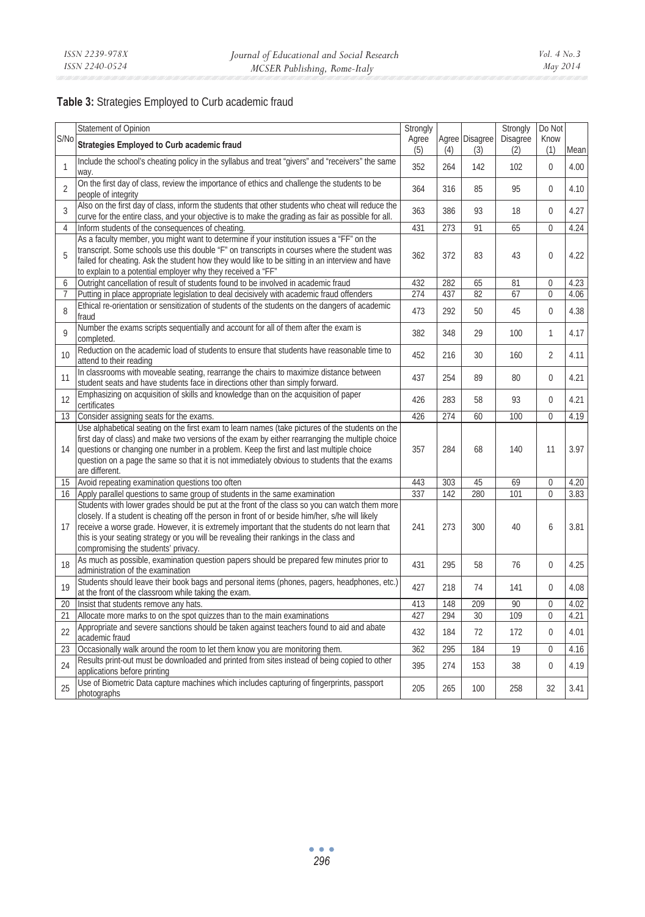**Table 3:** Strategies Employed to Curb academic fraud

| S/No | Statement of Opinion<br>**Strategies Employed to Curb academic fraud** | Strongly Agree (5) | Agree (4) | Disagree (3) | Strongly Disagree (2) | Do Not Know (1) | Mean |
|---|---|---|---|---|---|---|---|
| 1 | Include the school's cheating policy in the syllabus and treat "givers" and "receivers" the same way. | 352 | 264 | 142 | 102 | 0 | 4.00 |
| 2 | On the first day of class, review the importance of ethics and challenge the students to be people of integrity | 364 | 316 | 85 | 95 | 0 | 4.10 |
| 3 | Also on the first day of class, inform the students that other students who cheat will reduce the curve for the entire class, and your objective is to make the grading as fair as possible for all. | 363 | 386 | 93 | 18 | 0 | 4.27 |
| 4 | Inform students of the consequences of cheating. | 431 | 273 | 91 | 65 | 0 | 4.24 |
| 5 | As a faculty member, you might want to determine if your institution issues a "FF" on the transcript. Some schools use this double "F" on transcripts in courses where the student was failed for cheating. Ask the student how they would like to be sitting in an interview and have to explain to a potential employer why they received a "FF" | 362 | 372 | 83 | 43 | 0 | 4.22 |
| 6 | Outright cancellation of result of students found to be involved in academic fraud | 432 | 282 | 65 | 81 | 0 | 4.23 |
| 7 | Putting in place appropriate legislation to deal decisively with academic fraud offenders | 274 | 437 | 82 | 67 | 0 | 4.06 |
| 8 | Ethical re-orientation or sensitization of students of the students on the dangers of academic fraud | 473 | 292 | 50 | 45 | 0 | 4.38 |
| 9 | Number the exams scripts sequentially and account for all of them after the exam is completed. | 382 | 348 | 29 | 100 | 1 | 4.17 |
| 10 | Reduction on the academic load of students to ensure that students have reasonable time to attend to their reading | 452 | 216 | 30 | 160 | 2 | 4.11 |
| 11 | In classrooms with moveable seating, rearrange the chairs to maximize distance between student seats and have students face in directions other than simply forward. | 437 | 254 | 89 | 80 | 0 | 4.21 |
| 12 | Emphasizing on acquisition of skills and knowledge than on the acquisition of paper certificates | 426 | 283 | 58 | 93 | 0 | 4.21 |
| 13 | Consider assigning seats for the exams. | 426 | 274 | 60 | 100 | 0 | 4.19 |
| 14 | Use alphabetical seating on the first exam to learn names (take pictures of the students on the first day of class) and make two versions of the exam by either rearranging the multiple choice questions or changing one number in a problem. Keep the first and last multiple choice question on a page the same so that it is not immediately obvious to students that the exams are different. | 357 | 284 | 68 | 140 | 11 | 3.97 |
| 15 | Avoid repeating examination questions too often | 443 | 303 | 45 | 69 | 0 | 4.20 |
| 16 | Apply parallel questions to same group of students in the same examination | 337 | 142 | 280 | 101 | 0 | 3.83 |
| 17 | Students with lower grades should be put at the front of the class so you can watch them more closely. If a student is cheating off the person in front of or beside him/her, s/he will likely receive a worse grade. However, it is extremely important that the students do not learn that this is your seating strategy or you will be revealing their rankings in the class and compromising the students' privacy. | 241 | 273 | 300 | 40 | 6 | 3.81 |
| 18 | As much as possible, examination question papers should be prepared few minutes prior to administration of the examination | 431 | 295 | 58 | 76 | 0 | 4.25 |
| 19 | Students should leave their book bags and personal items (phones, pagers, headphones, etc.) at the front of the classroom while taking the exam. | 427 | 218 | 74 | 141 | 0 | 4.08 |
| 20 | Insist that students remove any hats. | 413 | 148 | 209 | 90 | 0 | 4.02 |
| 21 | Allocate more marks to on the spot quizzes than to the main examinations | 427 | 294 | 30 | 109 | 0 | 4.21 |
| 22 | Appropriate and severe sanctions should be taken against teachers found to aid and abate academic fraud | 432 | 184 | 72 | 172 | 0 | 4.01 |
| 23 | Occasionally walk around the room to let them know you are monitoring them. | 362 | 295 | 184 | 19 | 0 | 4.16 |
| 24 | Results print-out must be downloaded and printed from sites instead of being copied to other applications before printing | 395 | 274 | 153 | 38 | 0 | 4.19 |
| 25 | Use of Biometric Data capture machines which includes capturing of fingerprints, passport photographs | 205 | 265 | 100 | 258 | 32 | 3.41 |